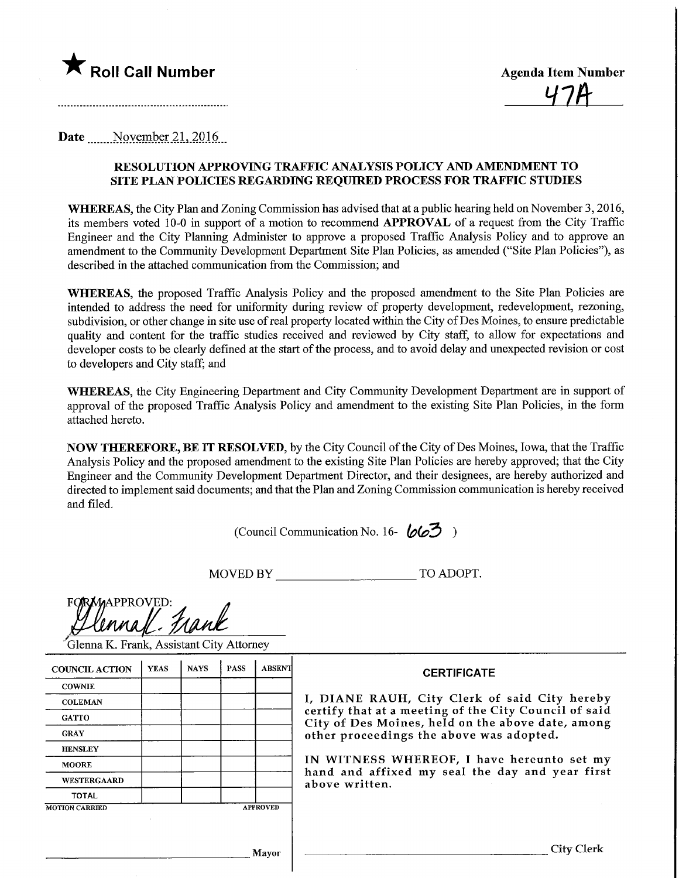★ **Roll Call Number**

**Agenda Item Number**

47A

Date November 21, 2016

**RESOLUTION APPROVING TRAFFIC ANALYSIS POLICY AND AMENDMENT TO SITE PLAN POLICIES REGARDING REQUIRED PROCESS FOR TRAFFIC STUDIES**

**WHEREAS**, the City Plan and Zoning Commission has advised that at a public hearing held on November 3, 2016, its members voted 10-0 in support of a motion to recommend **APPROVAL** of a request from the City Traffic Engineer and the City Planning Administer to approve a proposed Traffic Analysis Policy and to approve an amendment to the Community Development Department Site Plan Policies, as amended ("Site Plan Policies"), as described in the attached communication from the Commission; and

**WHEREAS**, the proposed Traffic Analysis Policy and the proposed amendment to the Site Plan Policies are intended to address the need for uniformity during review of property development, redevelopment, rezoning, subdivision, or other change in site use of real property located within the City of Des Moines, to ensure predictable quality and content for the traffic studies received and reviewed by City staff, to allow for expectations and developer costs to be clearly defined at the start of the process, and to avoid delay and unexpected revision or cost to developers and City staff; and

**WHEREAS**, the City Engineering Department and City Community Development Department are in support of approval of the proposed Traffic Analysis Policy and amendment to the existing Site Plan Policies, in the form attached hereto.

**NOW THEREFORE, BE IT RESOLVED**, by the City Council of the City of Des Moines, Iowa, that the Traffic Analysis Policy and the proposed amendment to the existing Site Plan Policies are hereby approved; that the City Engineer and the Community Development Department Director, and their designees, are hereby authorized and directed to implement said documents; and that the Plan and Zoning Commission communication is hereby received and filed.

(Council Communication No. 16- 663 )

MOVED BY ______________________ TO ADOPT.

FORM APPROVED:

Glenna K. Frank

Glenna K. Frank, Assistant City Attorney

| COUNCIL ACTION | YEAS | NAYS | PASS | ABSENT |
|---|---|---|---|---|
| COWNIE | | | | |
| COLEMAN | | | | |
| GATTO | | | | |
| GRAY | | | | |
| HENSLEY | | | | |
| MOORE | | | | |
| WESTERGAARD | | | | |
| TOTAL | | | | |

MOTION CARRIED APPROVED

______________________ Mayor

**CERTIFICATE**

I, DIANE RAUH, City Clerk of said City hereby certify that at a meeting of the City Council of said City of Des Moines, held on the above date, among other proceedings the above was adopted.

IN WITNESS WHEREOF, I have hereunto set my hand and affixed my seal the day and year first above written.

______________________ City Clerk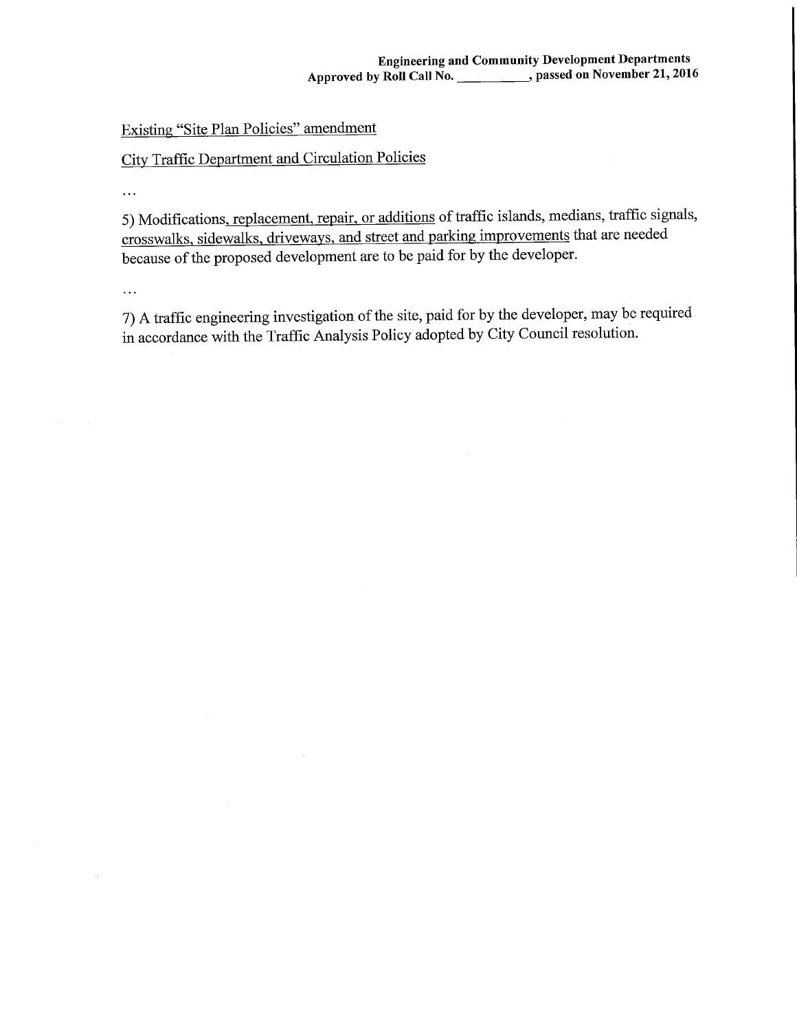**Engineering and Community Development Departments**
**Approved by Roll Call No. __________, passed on November 21, 2016**

<u>Existing "Site Plan Policies" amendment</u>

<u>City Traffic Department and Circulation Policies</u>

...

5) Modifications<u>, replacement, repair, or additions</u> of traffic islands, medians, traffic signals, <u>crosswalks, sidewalks, driveways, and street and parking improvements</u> that are needed because of the proposed development are to be paid for by the developer.

...

7) A traffic engineering investigation of the site, paid for by the developer, may be required in accordance with the Traffic Analysis Policy adopted by City Council resolution.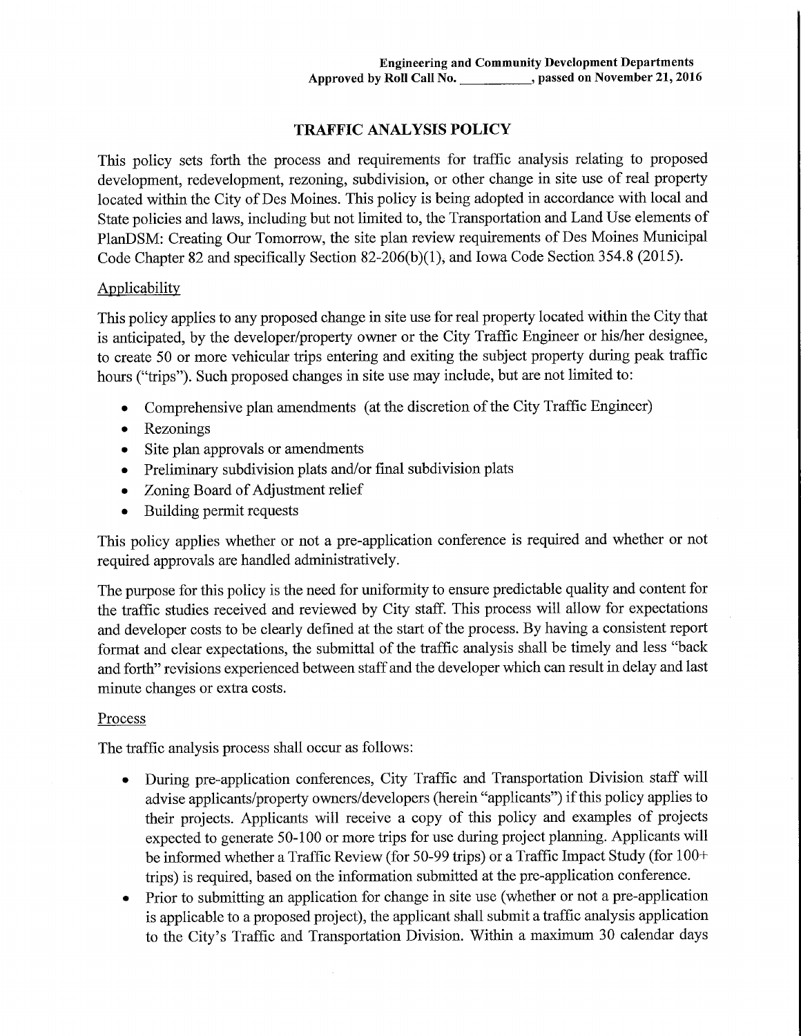Engineering and Community Development Departments
Approved by Roll Call No. __________, passed on November 21, 2016

# TRAFFIC ANALYSIS POLICY

This policy sets forth the process and requirements for traffic analysis relating to proposed development, redevelopment, rezoning, subdivision, or other change in site use of real property located within the City of Des Moines. This policy is being adopted in accordance with local and State policies and laws, including but not limited to, the Transportation and Land Use elements of PlanDSM: Creating Our Tomorrow, the site plan review requirements of Des Moines Municipal Code Chapter 82 and specifically Section 82-206(b)(1), and Iowa Code Section 354.8 (2015).

## Applicability

This policy applies to any proposed change in site use for real property located within the City that is anticipated, by the developer/property owner or the City Traffic Engineer or his/her designee, to create 50 or more vehicular trips entering and exiting the subject property during peak traffic hours ("trips"). Such proposed changes in site use may include, but are not limited to:

- Comprehensive plan amendments (at the discretion of the City Traffic Engineer)
- Rezonings
- Site plan approvals or amendments
- Preliminary subdivision plats and/or final subdivision plats
- Zoning Board of Adjustment relief
- Building permit requests

This policy applies whether or not a pre-application conference is required and whether or not required approvals are handled administratively.

The purpose for this policy is the need for uniformity to ensure predictable quality and content for the traffic studies received and reviewed by City staff. This process will allow for expectations and developer costs to be clearly defined at the start of the process. By having a consistent report format and clear expectations, the submittal of the traffic analysis shall be timely and less "back and forth" revisions experienced between staff and the developer which can result in delay and last minute changes or extra costs.

## Process

The traffic analysis process shall occur as follows:

- During pre-application conferences, City Traffic and Transportation Division staff will advise applicants/property owners/developers (herein "applicants") if this policy applies to their projects. Applicants will receive a copy of this policy and examples of projects expected to generate 50-100 or more trips for use during project planning. Applicants will be informed whether a Traffic Review (for 50-99 trips) or a Traffic Impact Study (for 100+ trips) is required, based on the information submitted at the pre-application conference.
- Prior to submitting an application for change in site use (whether or not a pre-application is applicable to a proposed project), the applicant shall submit a traffic analysis application to the City's Traffic and Transportation Division. Within a maximum 30 calendar days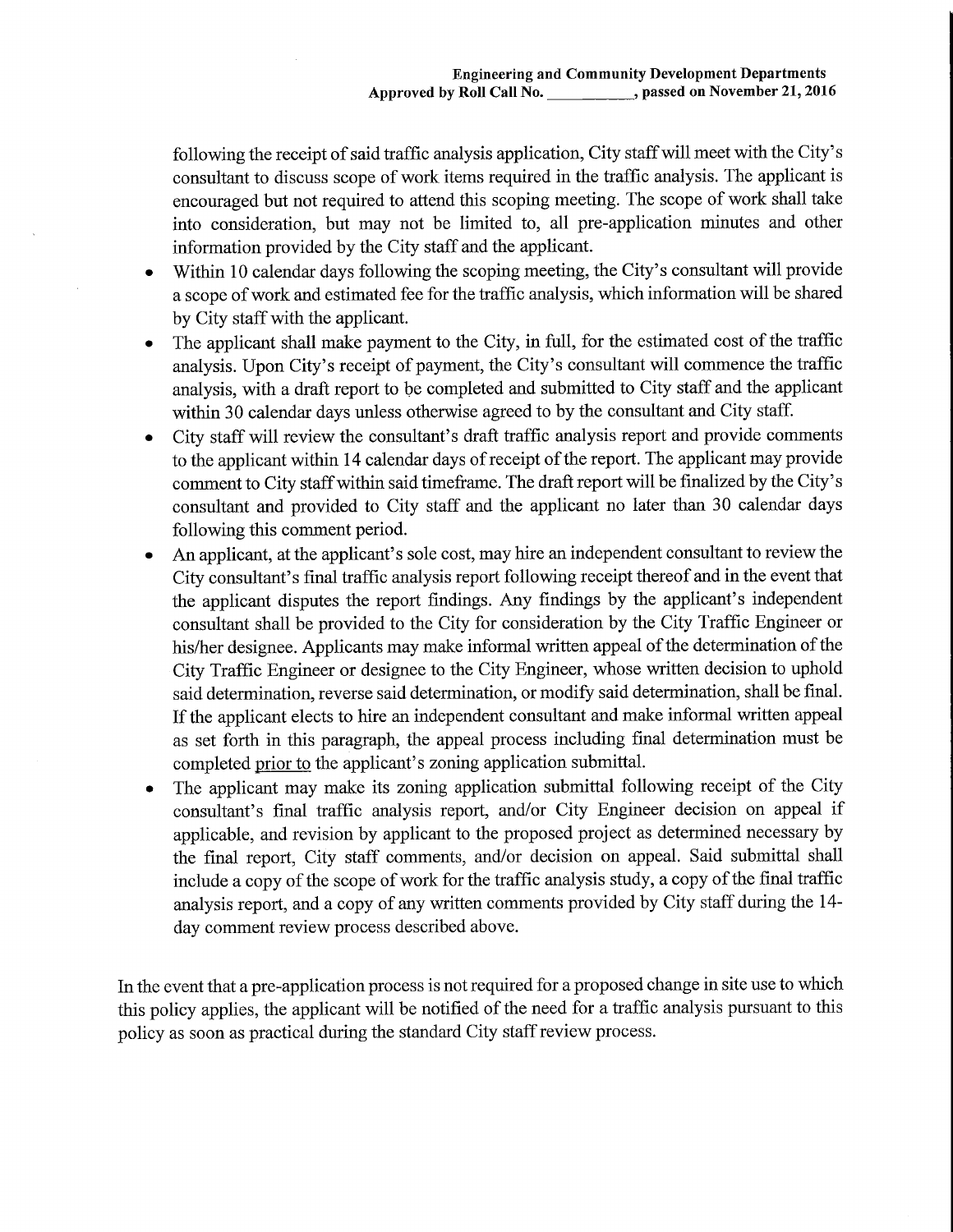following the receipt of said traffic analysis application, City staff will meet with the City's consultant to discuss scope of work items required in the traffic analysis. The applicant is encouraged but not required to attend this scoping meeting. The scope of work shall take into consideration, but may not be limited to, all pre-application minutes and other information provided by the City staff and the applicant.

- Within 10 calendar days following the scoping meeting, the City's consultant will provide a scope of work and estimated fee for the traffic analysis, which information will be shared by City staff with the applicant.
- The applicant shall make payment to the City, in full, for the estimated cost of the traffic analysis. Upon City's receipt of payment, the City's consultant will commence the traffic analysis, with a draft report to be completed and submitted to City staff and the applicant within 30 calendar days unless otherwise agreed to by the consultant and City staff.
- City staff will review the consultant's draft traffic analysis report and provide comments to the applicant within 14 calendar days of receipt of the report. The applicant may provide comment to City staff within said timeframe. The draft report will be finalized by the City's consultant and provided to City staff and the applicant no later than 30 calendar days following this comment period.
- An applicant, at the applicant's sole cost, may hire an independent consultant to review the City consultant's final traffic analysis report following receipt thereof and in the event that the applicant disputes the report findings. Any findings by the applicant's independent consultant shall be provided to the City for consideration by the City Traffic Engineer or his/her designee. Applicants may make informal written appeal of the determination of the City Traffic Engineer or designee to the City Engineer, whose written decision to uphold said determination, reverse said determination, or modify said determination, shall be final. If the applicant elects to hire an independent consultant and make informal written appeal as set forth in this paragraph, the appeal process including final determination must be completed prior to the applicant's zoning application submittal.
- The applicant may make its zoning application submittal following receipt of the City consultant's final traffic analysis report, and/or City Engineer decision on appeal if applicable, and revision by applicant to the proposed project as determined necessary by the final report, City staff comments, and/or decision on appeal. Said submittal shall include a copy of the scope of work for the traffic analysis study, a copy of the final traffic analysis report, and a copy of any written comments provided by City staff during the 14-day comment review process described above.

In the event that a pre-application process is not required for a proposed change in site use to which this policy applies, the applicant will be notified of the need for a traffic analysis pursuant to this policy as soon as practical during the standard City staff review process.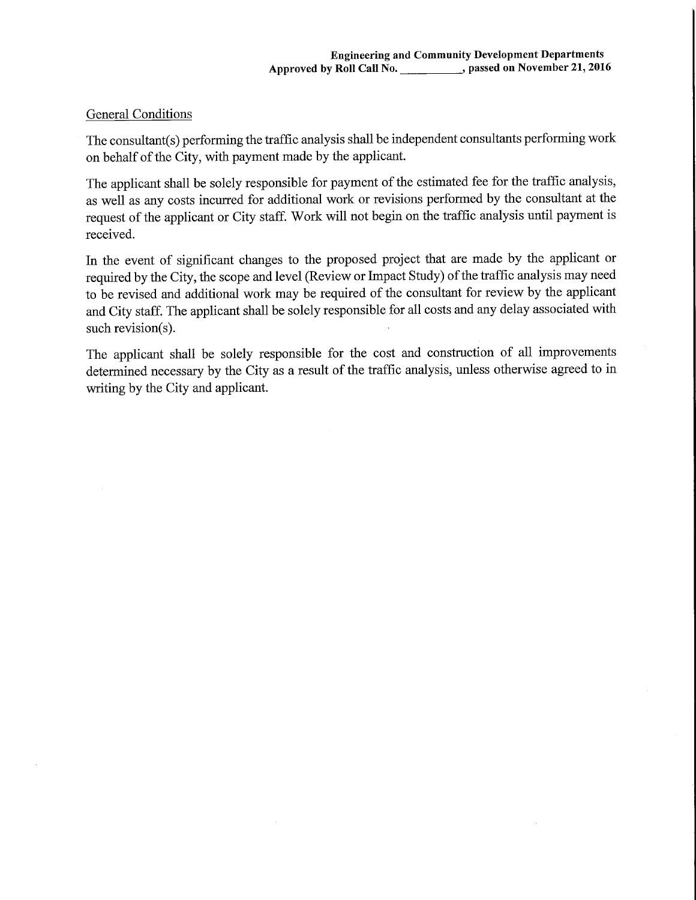General Conditions

The consultant(s) performing the traffic analysis shall be independent consultants performing work on behalf of the City, with payment made by the applicant.

The applicant shall be solely responsible for payment of the estimated fee for the traffic analysis, as well as any costs incurred for additional work or revisions performed by the consultant at the request of the applicant or City staff. Work will not begin on the traffic analysis until payment is received.

In the event of significant changes to the proposed project that are made by the applicant or required by the City, the scope and level (Review or Impact Study) of the traffic analysis may need to be revised and additional work may be required of the consultant for review by the applicant and City staff. The applicant shall be solely responsible for all costs and any delay associated with such revision(s).

The applicant shall be solely responsible for the cost and construction of all improvements determined necessary by the City as a result of the traffic analysis, unless otherwise agreed to in writing by the City and applicant.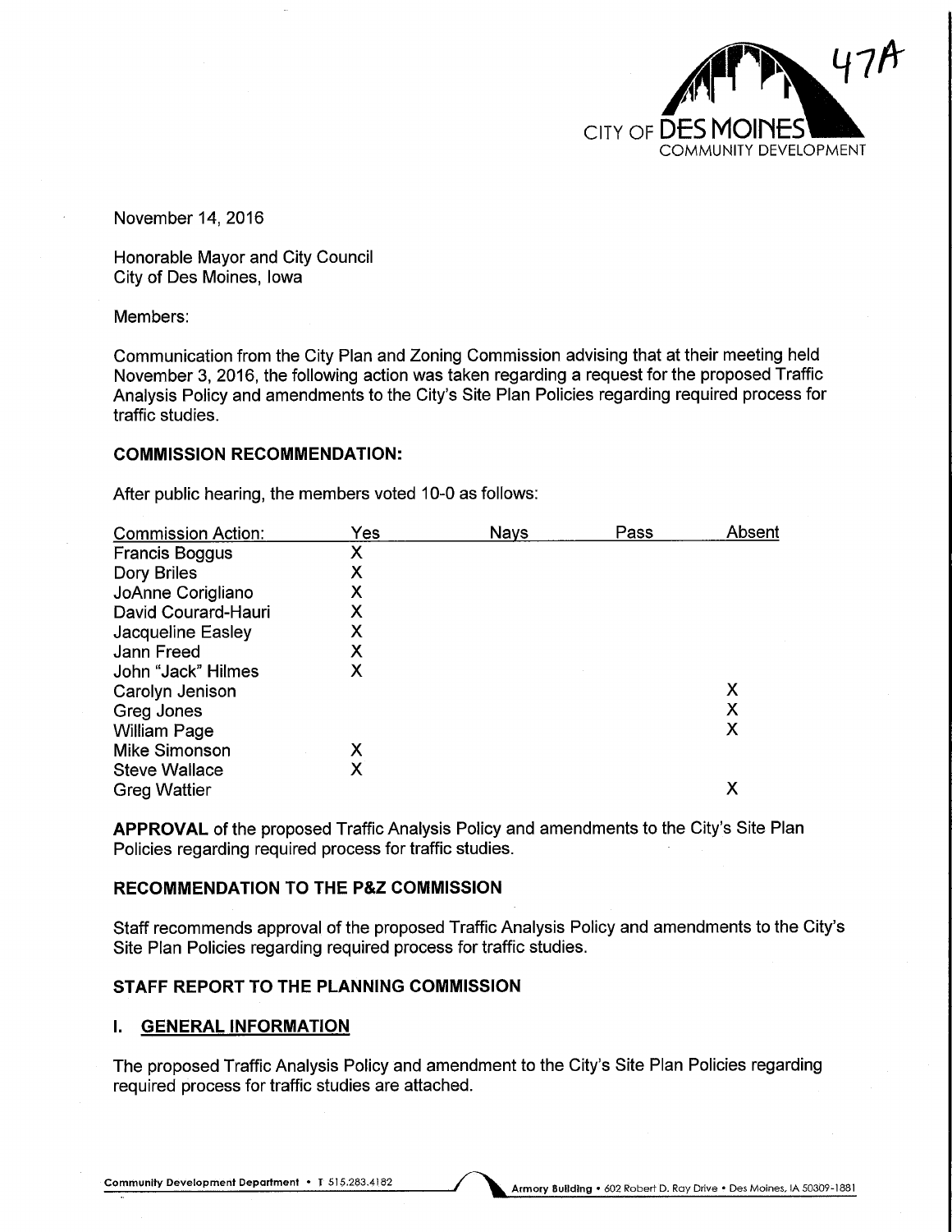47A

CITY OF DES MOINES
COMMUNITY DEVELOPMENT

November 14, 2016

Honorable Mayor and City Council
City of Des Moines, Iowa

Members:

Communication from the City Plan and Zoning Commission advising that at their meeting held November 3, 2016, the following action was taken regarding a request for the proposed Traffic Analysis Policy and amendments to the City's Site Plan Policies regarding required process for traffic studies.

## COMMISSION RECOMMENDATION:

After public hearing, the members voted 10-0 as follows:

| Commission Action: | Yes | Nays | Pass | Absent |
|---|---|---|---|---|
| Francis Boggus | X | | | |
| Dory Briles | X | | | |
| JoAnne Corigliano | X | | | |
| David Courard-Hauri | X | | | |
| Jacqueline Easley | X | | | |
| Jann Freed | X | | | |
| John "Jack" Hilmes | X | | | |
| Carolyn Jenison | | | | X |
| Greg Jones | | | | X |
| William Page | | | | X |
| Mike Simonson | X | | | |
| Steve Wallace | X | | | |
| Greg Wattier | | | | X |

**APPROVAL** of the proposed Traffic Analysis Policy and amendments to the City's Site Plan Policies regarding required process for traffic studies.

## RECOMMENDATION TO THE P&Z COMMISSION

Staff recommends approval of the proposed Traffic Analysis Policy and amendments to the City's Site Plan Policies regarding required process for traffic studies.

## STAFF REPORT TO THE PLANNING COMMISSION

### I. GENERAL INFORMATION

The proposed Traffic Analysis Policy and amendment to the City's Site Plan Policies regarding required process for traffic studies are attached.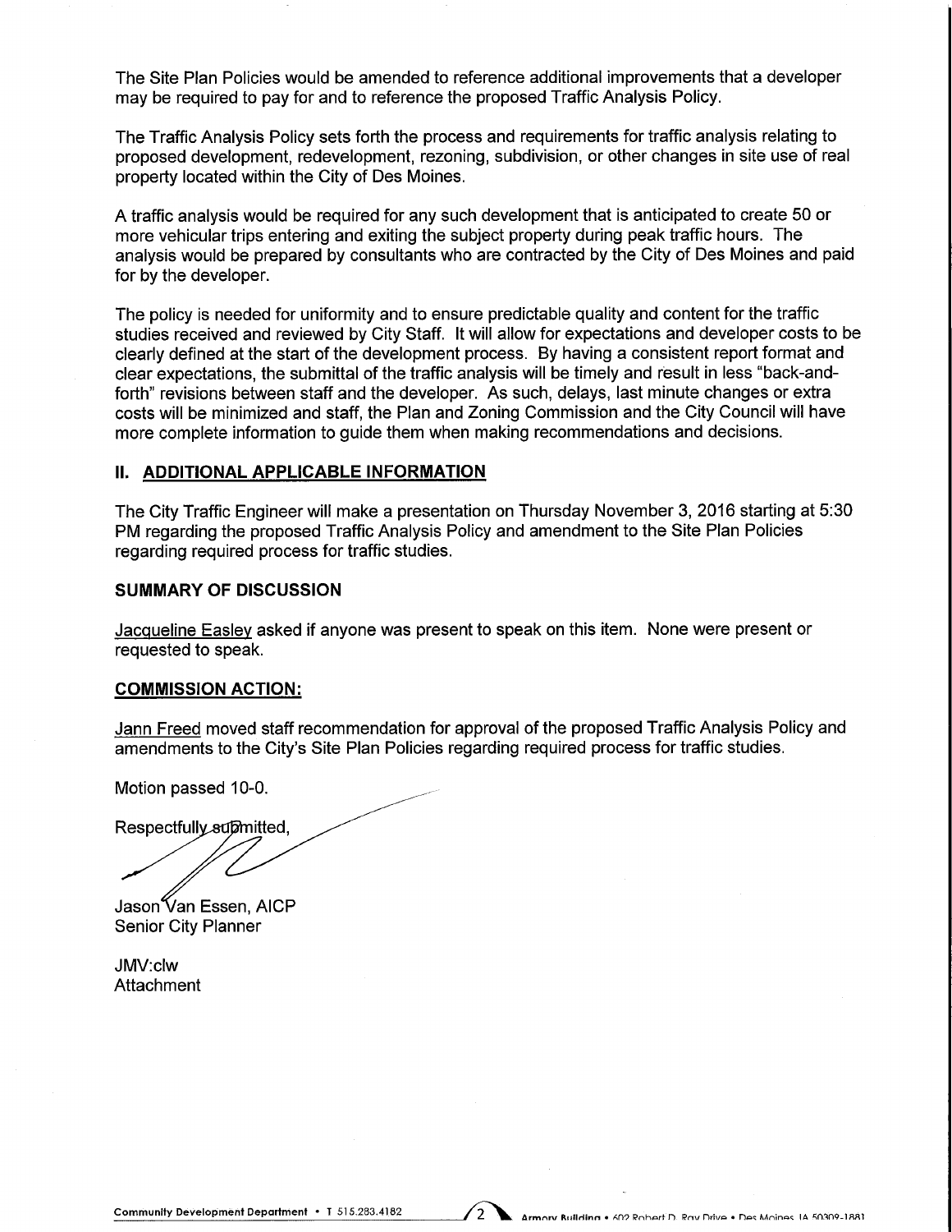The Site Plan Policies would be amended to reference additional improvements that a developer may be required to pay for and to reference the proposed Traffic Analysis Policy.

The Traffic Analysis Policy sets forth the process and requirements for traffic analysis relating to proposed development, redevelopment, rezoning, subdivision, or other changes in site use of real property located within the City of Des Moines.

A traffic analysis would be required for any such development that is anticipated to create 50 or more vehicular trips entering and exiting the subject property during peak traffic hours. The analysis would be prepared by consultants who are contracted by the City of Des Moines and paid for by the developer.

The policy is needed for uniformity and to ensure predictable quality and content for the traffic studies received and reviewed by City Staff. It will allow for expectations and developer costs to be clearly defined at the start of the development process. By having a consistent report format and clear expectations, the submittal of the traffic analysis will be timely and result in less "back-and-forth" revisions between staff and the developer. As such, delays, last minute changes or extra costs will be minimized and staff, the Plan and Zoning Commission and the City Council will have more complete information to guide them when making recommendations and decisions.

## II. ADDITIONAL APPLICABLE INFORMATION

The City Traffic Engineer will make a presentation on Thursday November 3, 2016 starting at 5:30 PM regarding the proposed Traffic Analysis Policy and amendment to the Site Plan Policies regarding required process for traffic studies.

### SUMMARY OF DISCUSSION

Jacqueline Easley asked if anyone was present to speak on this item. None were present or requested to speak.

### COMMISSION ACTION:

Jann Freed moved staff recommendation for approval of the proposed Traffic Analysis Policy and amendments to the City's Site Plan Policies regarding required process for traffic studies.

Motion passed 10-0.

Respectfully submitted,

Jason Van Essen, AICP
Senior City Planner

JMV:clw
Attachment

Community Development Department • T 515.283.4182 Armory Building • 602 Robert D. Ray Drive • Des Moines, IA 50309-1881